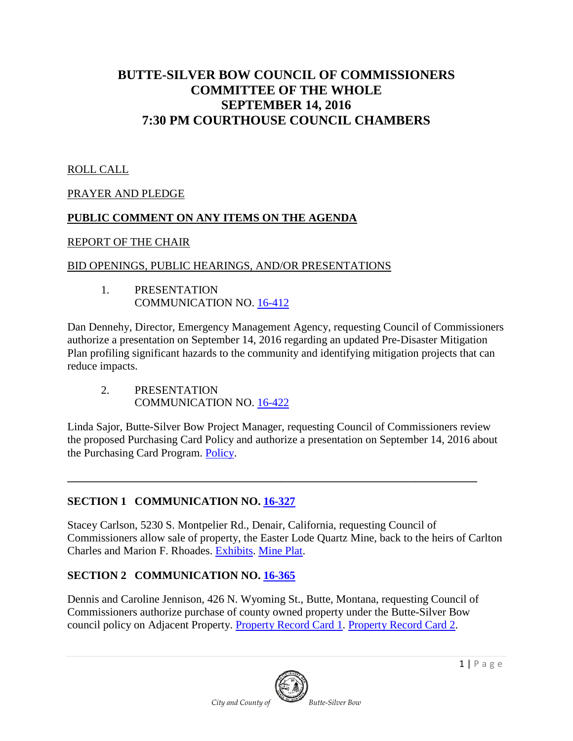# BUTTE-SILVER BOW COUNCIL OF COMMISSIONERS
# COMMITTEE OF THE WHOLE
# SEPTEMBER 14, 2016
# 7:30 PM COURTHOUSE COUNCIL CHAMBERS

ROLL CALL

PRAYER AND PLEDGE

**PUBLIC COMMENT ON ANY ITEMS ON THE AGENDA**

REPORT OF THE CHAIR

BID OPENINGS, PUBLIC HEARINGS, AND/OR PRESENTATIONS

1. PRESENTATION
   COMMUNICATION NO. 16-412

Dan Dennehy, Director, Emergency Management Agency, requesting Council of Commissioners authorize a presentation on September 14, 2016 regarding an updated Pre-Disaster Mitigation Plan profiling significant hazards to the community and identifying mitigation projects that can reduce impacts.

2. PRESENTATION
   COMMUNICATION NO. 16-422

Linda Sajor, Butte-Silver Bow Project Manager, requesting Council of Commissioners review the proposed Purchasing Card Policy and authorize a presentation on September 14, 2016 about the Purchasing Card Program. Policy.

---

## SECTION 1 COMMUNICATION NO. 16-327

Stacey Carlson, 5230 S. Montpelier Rd., Denair, California, requesting Council of Commissioners allow sale of property, the Easter Lode Quartz Mine, back to the heirs of Carlton Charles and Marion F. Rhoades. Exhibits. Mine Plat.

## SECTION 2 COMMUNICATION NO. 16-365

Dennis and Caroline Jennison, 426 N. Wyoming St., Butte, Montana, requesting Council of Commissioners authorize purchase of county owned property under the Butte-Silver Bow council policy on Adjacent Property. Property Record Card 1. Property Record Card 2.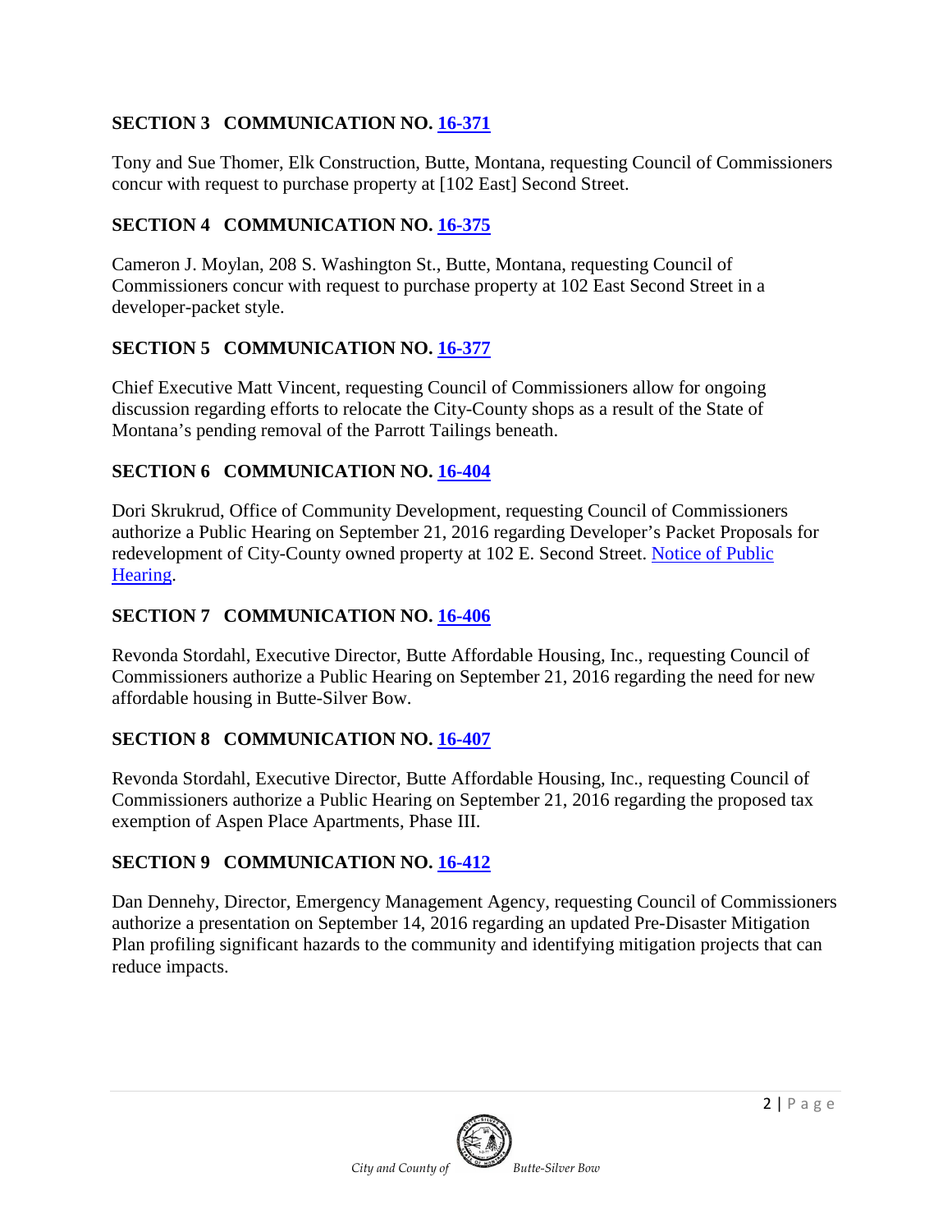**SECTION 3 COMMUNICATION NO. 16-371**

Tony and Sue Thomer, Elk Construction, Butte, Montana, requesting Council of Commissioners concur with request to purchase property at [102 East] Second Street.

**SECTION 4 COMMUNICATION NO. 16-375**

Cameron J. Moylan, 208 S. Washington St., Butte, Montana, requesting Council of Commissioners concur with request to purchase property at 102 East Second Street in a developer-packet style.

**SECTION 5 COMMUNICATION NO. 16-377**

Chief Executive Matt Vincent, requesting Council of Commissioners allow for ongoing discussion regarding efforts to relocate the City-County shops as a result of the State of Montana's pending removal of the Parrott Tailings beneath.

**SECTION 6 COMMUNICATION NO. 16-404**

Dori Skrukrud, Office of Community Development, requesting Council of Commissioners authorize a Public Hearing on September 21, 2016 regarding Developer's Packet Proposals for redevelopment of City-County owned property at 102 E. Second Street. Notice of Public Hearing.

**SECTION 7 COMMUNICATION NO. 16-406**

Revonda Stordahl, Executive Director, Butte Affordable Housing, Inc., requesting Council of Commissioners authorize a Public Hearing on September 21, 2016 regarding the need for new affordable housing in Butte-Silver Bow.

**SECTION 8 COMMUNICATION NO. 16-407**

Revonda Stordahl, Executive Director, Butte Affordable Housing, Inc., requesting Council of Commissioners authorize a Public Hearing on September 21, 2016 regarding the proposed tax exemption of Aspen Place Apartments, Phase III.

**SECTION 9 COMMUNICATION NO. 16-412**

Dan Dennehy, Director, Emergency Management Agency, requesting Council of Commissioners authorize a presentation on September 14, 2016 regarding an updated Pre-Disaster Mitigation Plan profiling significant hazards to the community and identifying mitigation projects that can reduce impacts.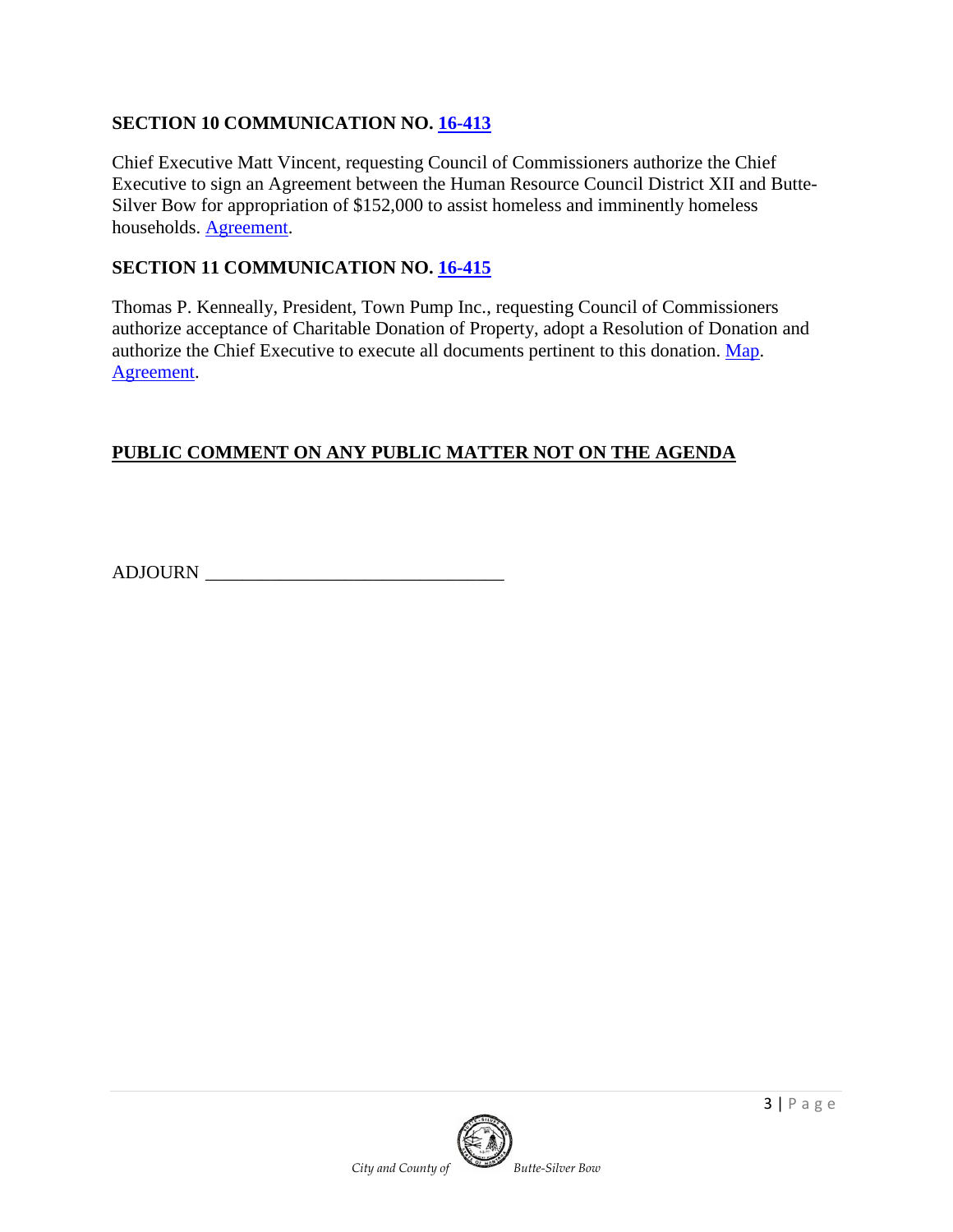### SECTION 10 COMMUNICATION NO. 16-413

Chief Executive Matt Vincent, requesting Council of Commissioners authorize the Chief Executive to sign an Agreement between the Human Resource Council District XII and Butte-Silver Bow for appropriation of $152,000 to assist homeless and imminently homeless households. Agreement.

### SECTION 11 COMMUNICATION NO. 16-415

Thomas P. Kenneally, President, Town Pump Inc., requesting Council of Commissioners authorize acceptance of Charitable Donation of Property, adopt a Resolution of Donation and authorize the Chief Executive to execute all documents pertinent to this donation. Map. Agreement.

**PUBLIC COMMENT ON ANY PUBLIC MATTER NOT ON THE AGENDA**

ADJOURN ________________________________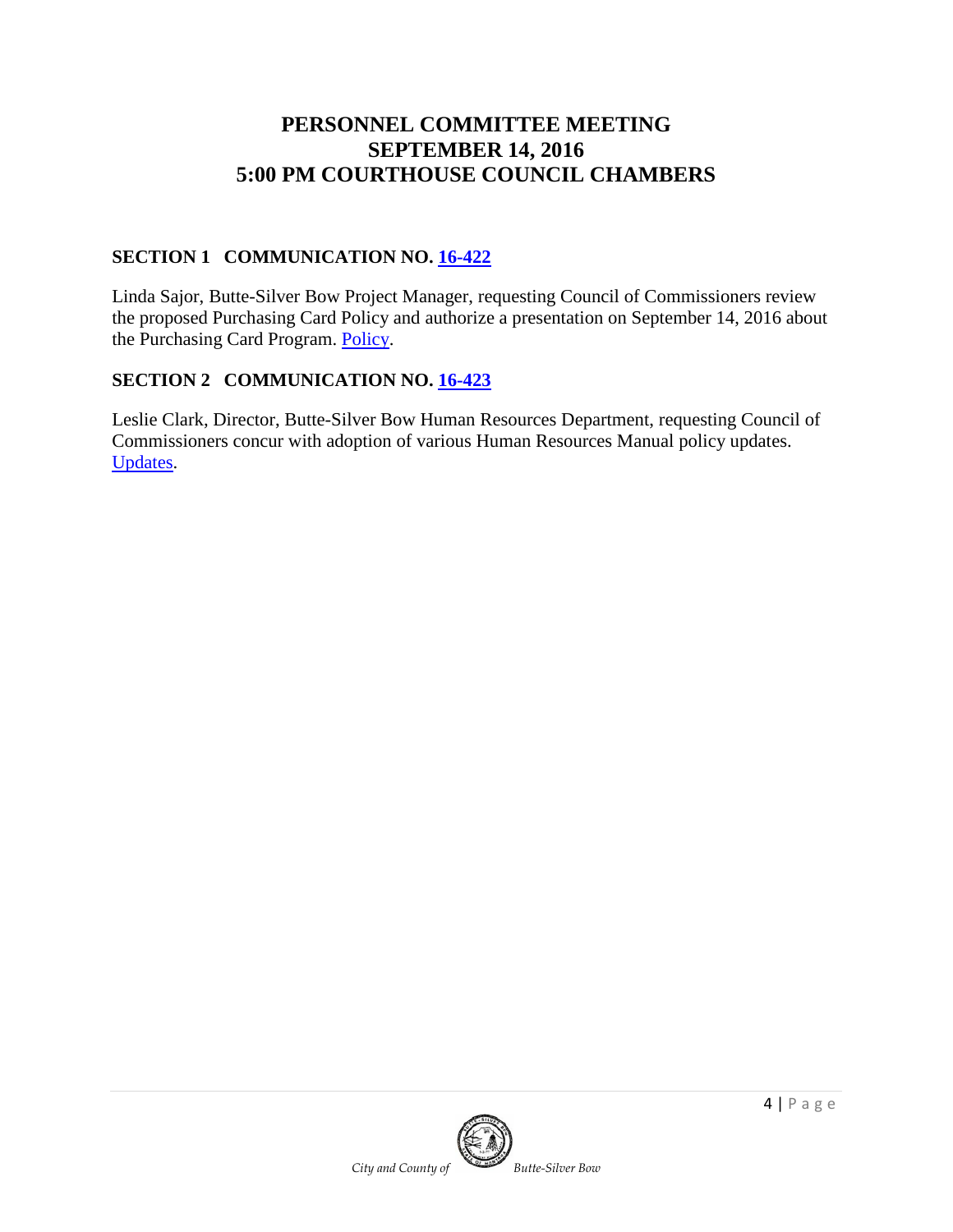# PERSONNEL COMMITTEE MEETING
# SEPTEMBER 14, 2016
# 5:00 PM COURTHOUSE COUNCIL CHAMBERS

## SECTION 1 COMMUNICATION NO. 16-422

Linda Sajor, Butte-Silver Bow Project Manager, requesting Council of Commissioners review the proposed Purchasing Card Policy and authorize a presentation on September 14, 2016 about the Purchasing Card Program. Policy.

## SECTION 2 COMMUNICATION NO. 16-423

Leslie Clark, Director, Butte-Silver Bow Human Resources Department, requesting Council of Commissioners concur with adoption of various Human Resources Manual policy updates. Updates.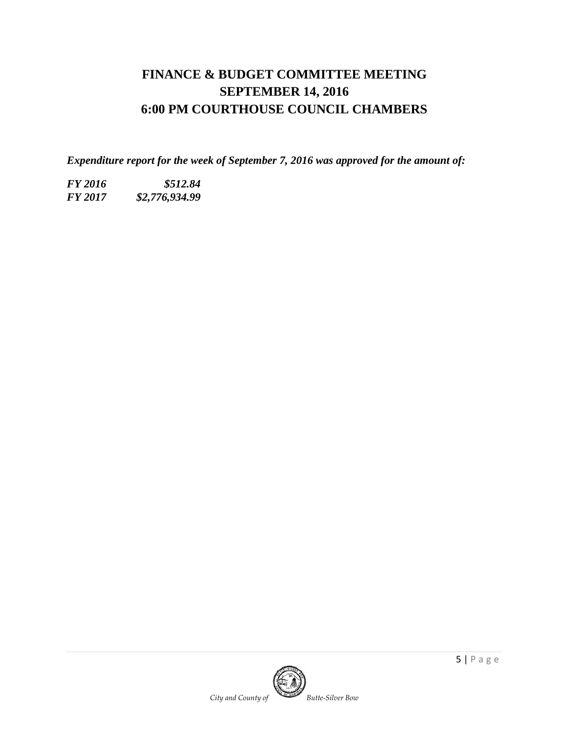# FINANCE & BUDGET COMMITTEE MEETING
# SEPTEMBER 14, 2016
# 6:00 PM COURTHOUSE COUNCIL CHAMBERS

***Expenditure report for the week of September 7, 2016 was approved for the amount of:***

***FY 2016 $512.84***
***FY 2017 $2,776,934.99***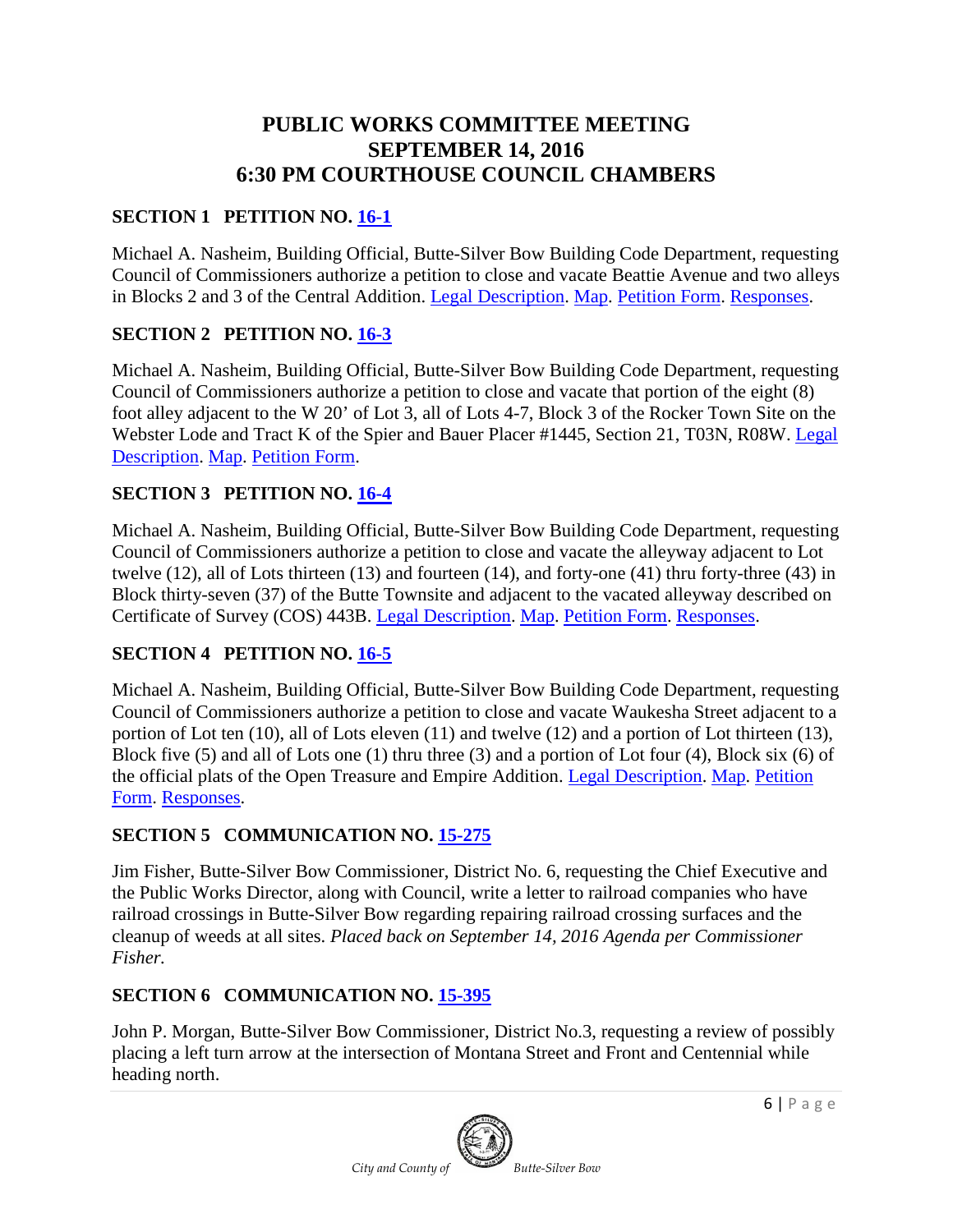# PUBLIC WORKS COMMITTEE MEETING
# SEPTEMBER 14, 2016
# 6:30 PM COURTHOUSE COUNCIL CHAMBERS

## SECTION 1 PETITION NO. 16-1

Michael A. Nasheim, Building Official, Butte-Silver Bow Building Code Department, requesting Council of Commissioners authorize a petition to close and vacate Beattie Avenue and two alleys in Blocks 2 and 3 of the Central Addition. Legal Description. Map. Petition Form. Responses.

## SECTION 2 PETITION NO. 16-3

Michael A. Nasheim, Building Official, Butte-Silver Bow Building Code Department, requesting Council of Commissioners authorize a petition to close and vacate that portion of the eight (8) foot alley adjacent to the W 20' of Lot 3, all of Lots 4-7, Block 3 of the Rocker Town Site on the Webster Lode and Tract K of the Spier and Bauer Placer #1445, Section 21, T03N, R08W. Legal Description. Map. Petition Form.

## SECTION 3 PETITION NO. 16-4

Michael A. Nasheim, Building Official, Butte-Silver Bow Building Code Department, requesting Council of Commissioners authorize a petition to close and vacate the alleyway adjacent to Lot twelve (12), all of Lots thirteen (13) and fourteen (14), and forty-one (41) thru forty-three (43) in Block thirty-seven (37) of the Butte Townsite and adjacent to the vacated alleyway described on Certificate of Survey (COS) 443B. Legal Description. Map. Petition Form. Responses.

## SECTION 4 PETITION NO. 16-5

Michael A. Nasheim, Building Official, Butte-Silver Bow Building Code Department, requesting Council of Commissioners authorize a petition to close and vacate Waukesha Street adjacent to a portion of Lot ten (10), all of Lots eleven (11) and twelve (12) and a portion of Lot thirteen (13), Block five (5) and all of Lots one (1) thru three (3) and a portion of Lot four (4), Block six (6) of the official plats of the Open Treasure and Empire Addition. Legal Description. Map. Petition Form. Responses.

## SECTION 5 COMMUNICATION NO. 15-275

Jim Fisher, Butte-Silver Bow Commissioner, District No. 6, requesting the Chief Executive and the Public Works Director, along with Council, write a letter to railroad companies who have railroad crossings in Butte-Silver Bow regarding repairing railroad crossing surfaces and the cleanup of weeds at all sites. *Placed back on September 14, 2016 Agenda per Commissioner Fisher.*

## SECTION 6 COMMUNICATION NO. 15-395

John P. Morgan, Butte-Silver Bow Commissioner, District No.3, requesting a review of possibly placing a left turn arrow at the intersection of Montana Street and Front and Centennial while heading north.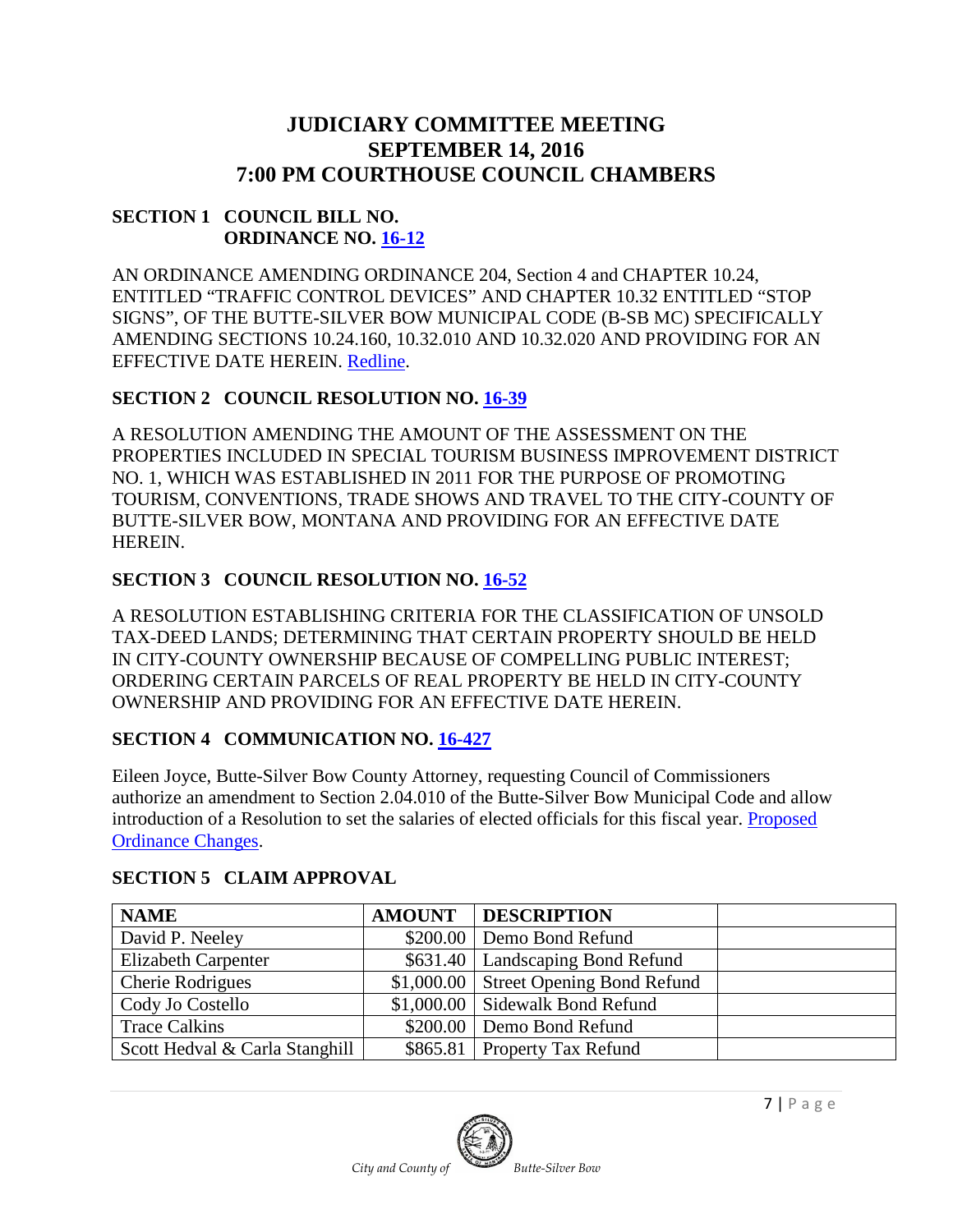# JUDICIARY COMMITTEE MEETING
# SEPTEMBER 14, 2016
# 7:00 PM COURTHOUSE COUNCIL CHAMBERS

## SECTION 1 COUNCIL BILL NO. ORDINANCE NO. 16-12

AN ORDINANCE AMENDING ORDINANCE 204, Section 4 and CHAPTER 10.24, ENTITLED "TRAFFIC CONTROL DEVICES" AND CHAPTER 10.32 ENTITLED "STOP SIGNS", OF THE BUTTE-SILVER BOW MUNICIPAL CODE (B-SB MC) SPECIFICALLY AMENDING SECTIONS 10.24.160, 10.32.010 AND 10.32.020 AND PROVIDING FOR AN EFFECTIVE DATE HEREIN. Redline.

## SECTION 2 COUNCIL RESOLUTION NO. 16-39

A RESOLUTION AMENDING THE AMOUNT OF THE ASSESSMENT ON THE PROPERTIES INCLUDED IN SPECIAL TOURISM BUSINESS IMPROVEMENT DISTRICT NO. 1, WHICH WAS ESTABLISHED IN 2011 FOR THE PURPOSE OF PROMOTING TOURISM, CONVENTIONS, TRADE SHOWS AND TRAVEL TO THE CITY-COUNTY OF BUTTE-SILVER BOW, MONTANA AND PROVIDING FOR AN EFFECTIVE DATE HEREIN.

## SECTION 3 COUNCIL RESOLUTION NO. 16-52

A RESOLUTION ESTABLISHING CRITERIA FOR THE CLASSIFICATION OF UNSOLD TAX-DEED LANDS; DETERMINING THAT CERTAIN PROPERTY SHOULD BE HELD IN CITY-COUNTY OWNERSHIP BECAUSE OF COMPELLING PUBLIC INTEREST; ORDERING CERTAIN PARCELS OF REAL PROPERTY BE HELD IN CITY-COUNTY OWNERSHIP AND PROVIDING FOR AN EFFECTIVE DATE HEREIN.

## SECTION 4 COMMUNICATION NO. 16-427

Eileen Joyce, Butte-Silver Bow County Attorney, requesting Council of Commissioners authorize an amendment to Section 2.04.010 of the Butte-Silver Bow Municipal Code and allow introduction of a Resolution to set the salaries of elected officials for this fiscal year. Proposed Ordinance Changes.

## SECTION 5 CLAIM APPROVAL

| NAME | AMOUNT | DESCRIPTION | |
|---|---|---|---|
| David P. Neeley | $200.00 | Demo Bond Refund | |
| Elizabeth Carpenter | $631.40 | Landscaping Bond Refund | |
| Cherie Rodrigues | $1,000.00 | Street Opening Bond Refund | |
| Cody Jo Costello | $1,000.00 | Sidewalk Bond Refund | |
| Trace Calkins | $200.00 | Demo Bond Refund | |
| Scott Hedval & Carla Stanghill | $865.81 | Property Tax Refund | |